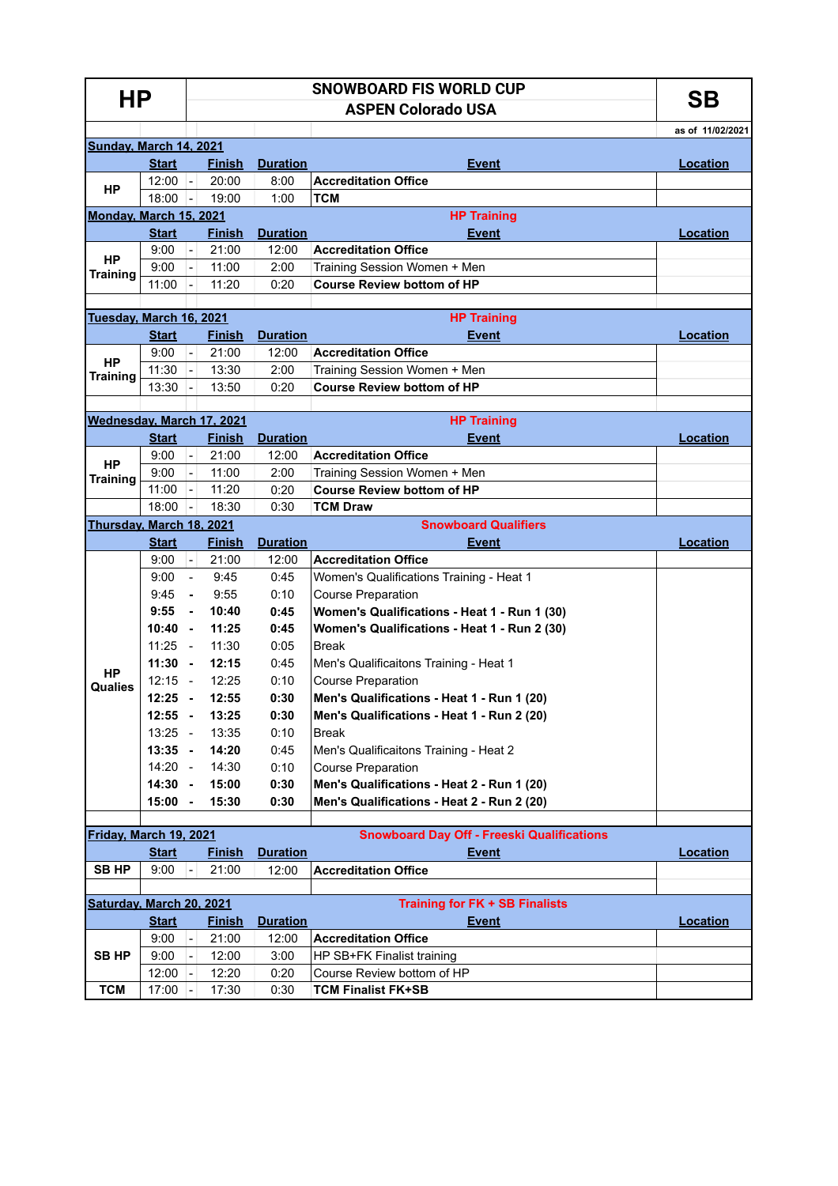# HP — SNOWBOARD FIS WORLD CUP — SB

## ASPEN Colorado USA

as of 11/02/2021

| | Start | | Finish | Duration | Event | Location |
|---|---|---|---|---|---|---|
| **Sunday, March 14, 2021** | | | | | | |
| **HP** | 12:00 | - | 20:00 | 8:00 | **Accreditation Office** | |
| | 18:00 | - | 19:00 | 1:00 | **TCM** | |
| **Monday, March 15, 2021** | | | | | **HP Training** | |
| **HP Training** | 9:00 | - | 21:00 | 12:00 | **Accreditation Office** | |
| | 9:00 | - | 11:00 | 2:00 | Training Session Women + Men | |
| | 11:00 | - | 11:20 | 0:20 | **Course Review bottom of HP** | |
| **Tuesday, March 16, 2021** | | | | | **HP Training** | |
| **HP Training** | 9:00 | - | 21:00 | 12:00 | **Accreditation Office** | |
| | 11:30 | - | 13:30 | 2:00 | Training Session Women + Men | |
| | 13:30 | - | 13:50 | 0:20 | **Course Review bottom of HP** | |
| **Wednesday, March 17, 2021** | | | | | **HP Training** | |
| **HP Training** | 9:00 | - | 21:00 | 12:00 | **Accreditation Office** | |
| | 9:00 | - | 11:00 | 2:00 | Training Session Women + Men | |
| | 11:00 | - | 11:20 | 0:20 | **Course Review bottom of HP** | |
| | 18:00 | - | 18:30 | 0:30 | **TCM Draw** | |
| **Thursday, March 18, 2021** | | | | | **Snowboard Qualifiers** | |
| **HP Qualies** | 9:00 | - | 21:00 | 12:00 | **Accreditation Office** | |
| | 9:00 | - | 9:45 | 0:45 | Women's Qualifications Training - Heat 1 | |
| | 9:45 | - | 9:55 | 0:10 | Course Preparation | |
| | **9:55** | - | **10:40** | **0:45** | **Women's Qualifications - Heat 1 - Run 1 (30)** | |
| | **10:40** | - | **11:25** | **0:45** | **Women's Qualifications - Heat 1 - Run 2 (30)** | |
| | 11:25 | - | 11:30 | 0:05 | Break | |
| | **11:30** | - | **12:15** | 0:45 | Men's Qualificaitons Training - Heat 1 | |
| | 12:15 | - | 12:25 | 0:10 | Course Preparation | |
| | **12:25** | - | **12:55** | **0:30** | **Men's Qualifications - Heat 1 - Run 1 (20)** | |
| | **12:55** | - | **13:25** | **0:30** | **Men's Qualifications - Heat 1 - Run 2 (20)** | |
| | 13:25 | - | 13:35 | 0:10 | Break | |
| | **13:35** | - | **14:20** | 0:45 | Men's Qualificaitons Training - Heat 2 | |
| | 14:20 | - | 14:30 | 0:10 | Course Preparation | |
| | **14:30** | - | **15:00** | **0:30** | **Men's Qualifications - Heat 2 - Run 1 (20)** | |
| | **15:00** | - | **15:30** | **0:30** | **Men's Qualifications - Heat 2 - Run 2 (20)** | |
| **Friday, March 19, 2021** | | | | | **Snowboard Day Off - Freeski Qualifications** | |
| **SB HP** | 9:00 | - | 21:00 | 12:00 | **Accreditation Office** | |
| **Saturday, March 20, 2021** | | | | | **Training for FK + SB Finalists** | |
| **SB HP** | 9:00 | - | 21:00 | 12:00 | **Accreditation Office** | |
| | 9:00 | - | 12:00 | 3:00 | HP SB+FK Finalist training | |
| | 12:00 | - | 12:20 | 0:20 | Course Review bottom of HP | |
| **TCM** | 17:00 | - | 17:30 | 0:30 | **TCM Finalist FK+SB** | |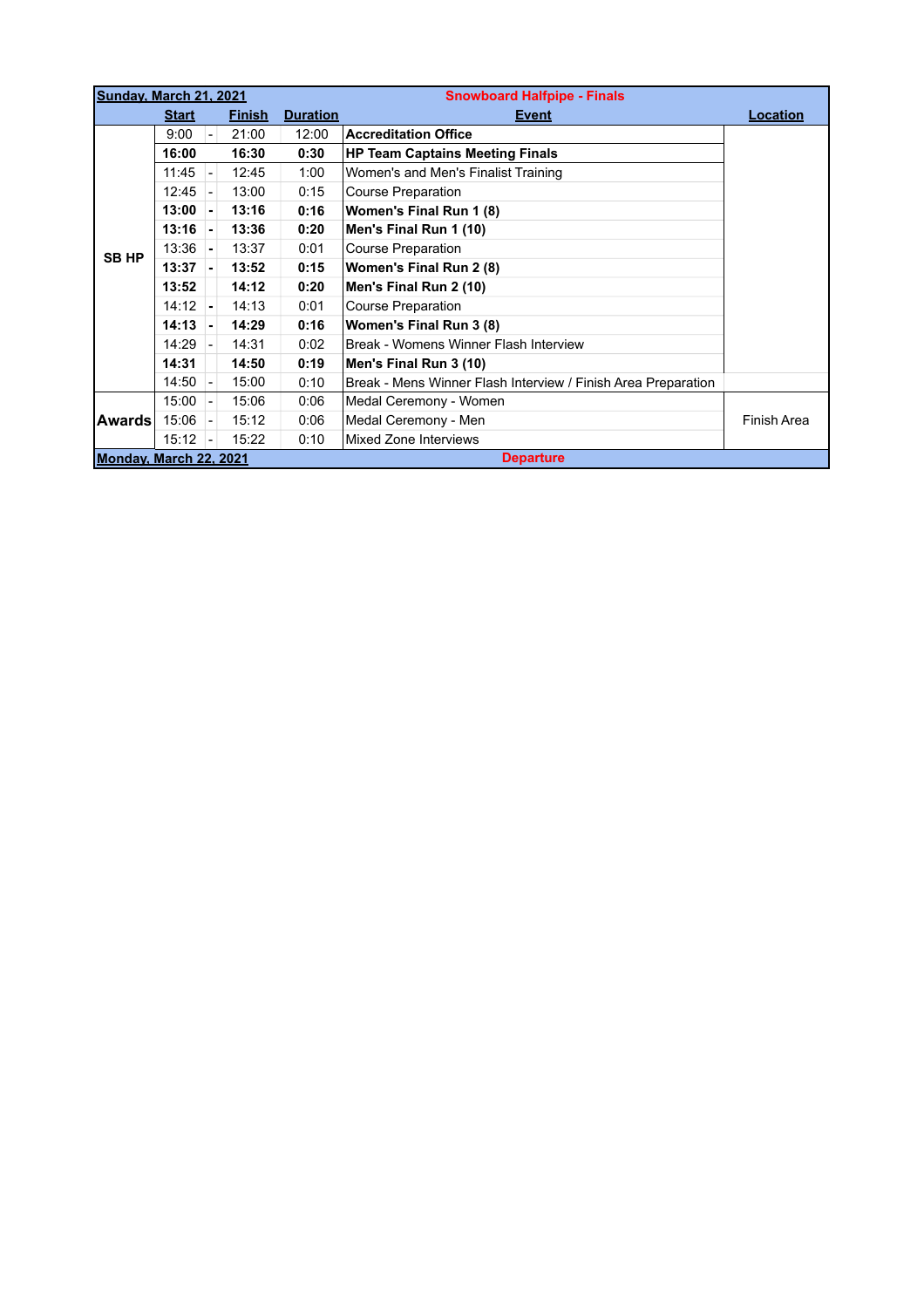| Sunday, March 21, 2021 | | | | | Snowboard Halfpipe - Finals | |
|---|---|---|---|---|---|---|
| | Start | | Finish | Duration | Event | Location |
| SB HP | 9:00 | - | 21:00 | 12:00 | **Accreditation Office** | |
| | **16:00** | | **16:30** | **0:30** | **HP Team Captains Meeting Finals** | |
| | 11:45 | - | 12:45 | 1:00 | Women's and Men's Finalist Training | |
| | 12:45 | - | 13:00 | 0:15 | Course Preparation | |
| | **13:00** | **-** | **13:16** | **0:16** | **Women's Final Run 1 (8)** | |
| | **13:16** | **-** | **13:36** | **0:20** | **Men's Final Run 1 (10)** | |
| | 13:36 | - | 13:37 | 0:01 | Course Preparation | |
| | **13:37** | **-** | **13:52** | **0:15** | **Women's Final Run 2 (8)** | |
| | **13:52** | | **14:12** | **0:20** | **Men's Final Run 2 (10)** | |
| | 14:12 | - | 14:13 | 0:01 | Course Preparation | |
| | **14:13** | **-** | **14:29** | **0:16** | **Women's Final Run 3 (8)** | |
| | 14:29 | - | 14:31 | 0:02 | Break - Womens Winner Flash Interview | |
| | **14:31** | | **14:50** | **0:19** | **Men's Final Run 3 (10)** | |
| | 14:50 | - | 15:00 | 0:10 | Break - Mens Winner Flash Interview / Finish Area Preparation | |
| Awards | 15:00 | - | 15:06 | 0:06 | Medal Ceremony - Women | Finish Area |
| | 15:06 | - | 15:12 | 0:06 | Medal Ceremony - Men | |
| | 15:12 | - | 15:22 | 0:10 | Mixed Zone Interviews | |
| Monday, March 22, 2021 | | | | | Departure | |